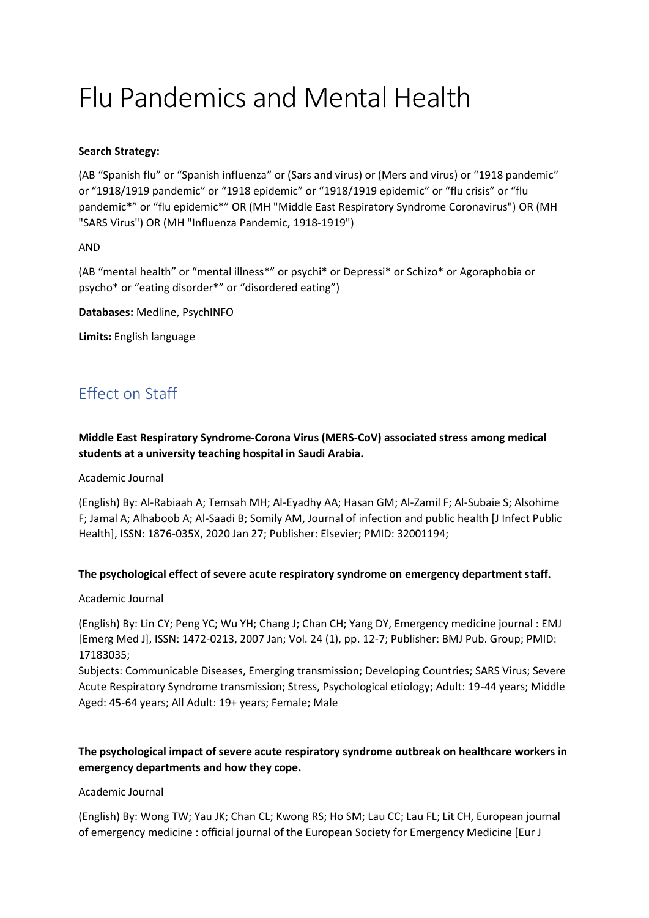# Flu Pandemics and Mental Health

**Search Strategy:**

(AB “Spanish flu” or “Spanish influenza” or (Sars and virus) or (Mers and virus) or “1918 pandemic” or “1918/1919 pandemic” or “1918 epidemic” or “1918/1919 epidemic” or “flu crisis” or “flu pandemic*” or “flu epidemic*” OR (MH "Middle East Respiratory Syndrome Coronavirus") OR (MH "SARS Virus") OR (MH "Influenza Pandemic, 1918-1919")

AND

(AB “mental health” or “mental illness*” or psychi* or Depressi* or Schizo* or Agoraphobia or psycho* or “eating disorder*” or “disordered eating”)

**Databases:** Medline, PsychINFO

**Limits:** English language

## Effect on Staff

**Middle East Respiratory Syndrome-Corona Virus (MERS-CoV) associated stress among medical students at a university teaching hospital in Saudi Arabia.**

Academic Journal

(English) By: Al-Rabiaah A; Temsah MH; Al-Eyadhy AA; Hasan GM; Al-Zamil F; Al-Subaie S; Alsohime F; Jamal A; Alhaboob A; Al-Saadi B; Somily AM, Journal of infection and public health [J Infect Public Health], ISSN: 1876-035X, 2020 Jan 27; Publisher: Elsevier; PMID: 32001194;

**The psychological effect of severe acute respiratory syndrome on emergency department staff.**

Academic Journal

(English) By: Lin CY; Peng YC; Wu YH; Chang J; Chan CH; Yang DY, Emergency medicine journal : EMJ [Emerg Med J], ISSN: 1472-0213, 2007 Jan; Vol. 24 (1), pp. 12-7; Publisher: BMJ Pub. Group; PMID: 17183035;
Subjects: Communicable Diseases, Emerging transmission; Developing Countries; SARS Virus; Severe Acute Respiratory Syndrome transmission; Stress, Psychological etiology; Adult: 19-44 years; Middle Aged: 45-64 years; All Adult: 19+ years; Female; Male

**The psychological impact of severe acute respiratory syndrome outbreak on healthcare workers in emergency departments and how they cope.**

Academic Journal

(English) By: Wong TW; Yau JK; Chan CL; Kwong RS; Ho SM; Lau CC; Lau FL; Lit CH, European journal of emergency medicine : official journal of the European Society for Emergency Medicine [Eur J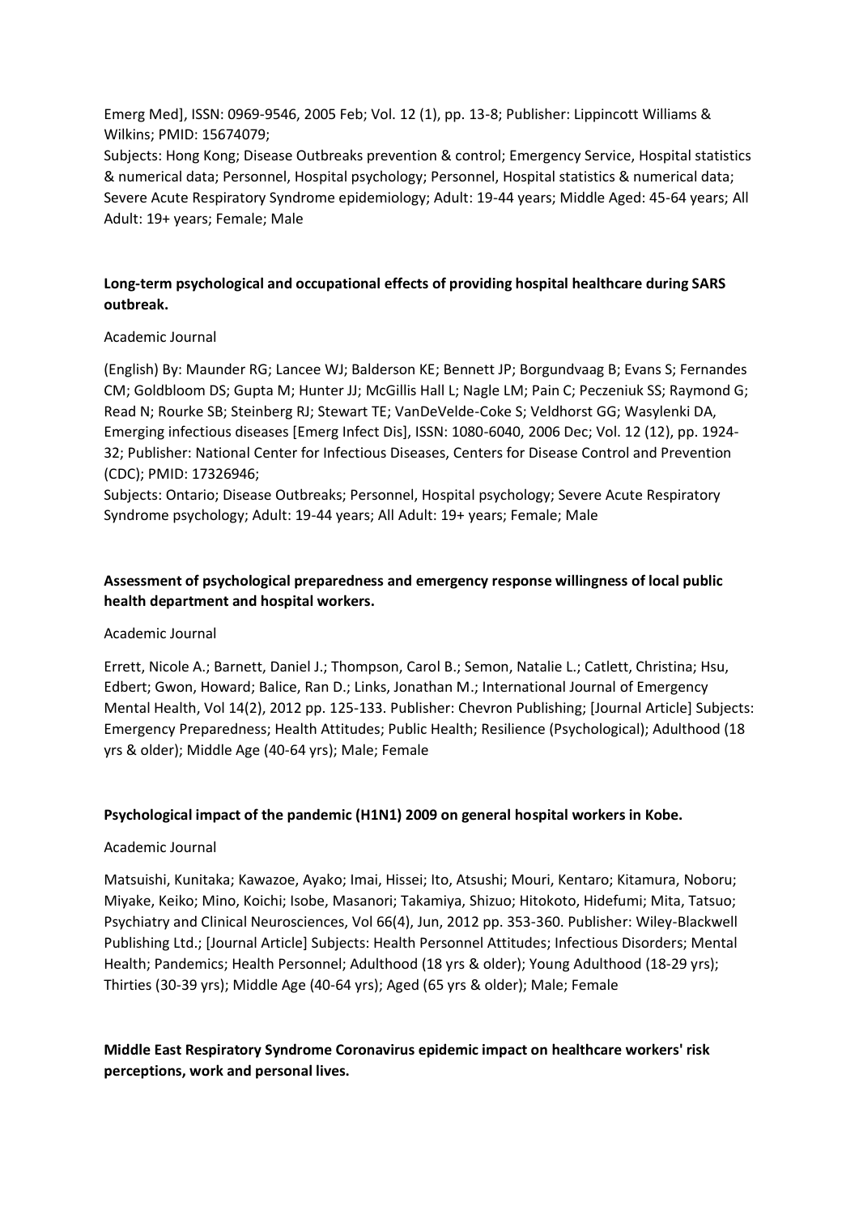Emerg Med], ISSN: 0969-9546, 2005 Feb; Vol. 12 (1), pp. 13-8; Publisher: Lippincott Williams & Wilkins; PMID: 15674079;
Subjects: Hong Kong; Disease Outbreaks prevention & control; Emergency Service, Hospital statistics & numerical data; Personnel, Hospital psychology; Personnel, Hospital statistics & numerical data; Severe Acute Respiratory Syndrome epidemiology; Adult: 19-44 years; Middle Aged: 45-64 years; All Adult: 19+ years; Female; Male

**Long-term psychological and occupational effects of providing hospital healthcare during SARS outbreak.**

Academic Journal

(English) By: Maunder RG; Lancee WJ; Balderson KE; Bennett JP; Borgundvaag B; Evans S; Fernandes CM; Goldbloom DS; Gupta M; Hunter JJ; McGillis Hall L; Nagle LM; Pain C; Peczeniuk SS; Raymond G; Read N; Rourke SB; Steinberg RJ; Stewart TE; VanDeVelde-Coke S; Veldhorst GG; Wasylenki DA, Emerging infectious diseases [Emerg Infect Dis], ISSN: 1080-6040, 2006 Dec; Vol. 12 (12), pp. 1924-32; Publisher: National Center for Infectious Diseases, Centers for Disease Control and Prevention (CDC); PMID: 17326946;
Subjects: Ontario; Disease Outbreaks; Personnel, Hospital psychology; Severe Acute Respiratory Syndrome psychology; Adult: 19-44 years; All Adult: 19+ years; Female; Male

**Assessment of psychological preparedness and emergency response willingness of local public health department and hospital workers.**

Academic Journal

Errett, Nicole A.; Barnett, Daniel J.; Thompson, Carol B.; Semon, Natalie L.; Catlett, Christina; Hsu, Edbert; Gwon, Howard; Balice, Ran D.; Links, Jonathan M.; International Journal of Emergency Mental Health, Vol 14(2), 2012 pp. 125-133. Publisher: Chevron Publishing; [Journal Article] Subjects: Emergency Preparedness; Health Attitudes; Public Health; Resilience (Psychological); Adulthood (18 yrs & older); Middle Age (40-64 yrs); Male; Female

**Psychological impact of the pandemic (H1N1) 2009 on general hospital workers in Kobe.**

Academic Journal

Matsuishi, Kunitaka; Kawazoe, Ayako; Imai, Hissei; Ito, Atsushi; Mouri, Kentaro; Kitamura, Noboru; Miyake, Keiko; Mino, Koichi; Isobe, Masanori; Takamiya, Shizuo; Hitokoto, Hidefumi; Mita, Tatsuo; Psychiatry and Clinical Neurosciences, Vol 66(4), Jun, 2012 pp. 353-360. Publisher: Wiley-Blackwell Publishing Ltd.; [Journal Article] Subjects: Health Personnel Attitudes; Infectious Disorders; Mental Health; Pandemics; Health Personnel; Adulthood (18 yrs & older); Young Adulthood (18-29 yrs); Thirties (30-39 yrs); Middle Age (40-64 yrs); Aged (65 yrs & older); Male; Female

**Middle East Respiratory Syndrome Coronavirus epidemic impact on healthcare workers' risk perceptions, work and personal lives.**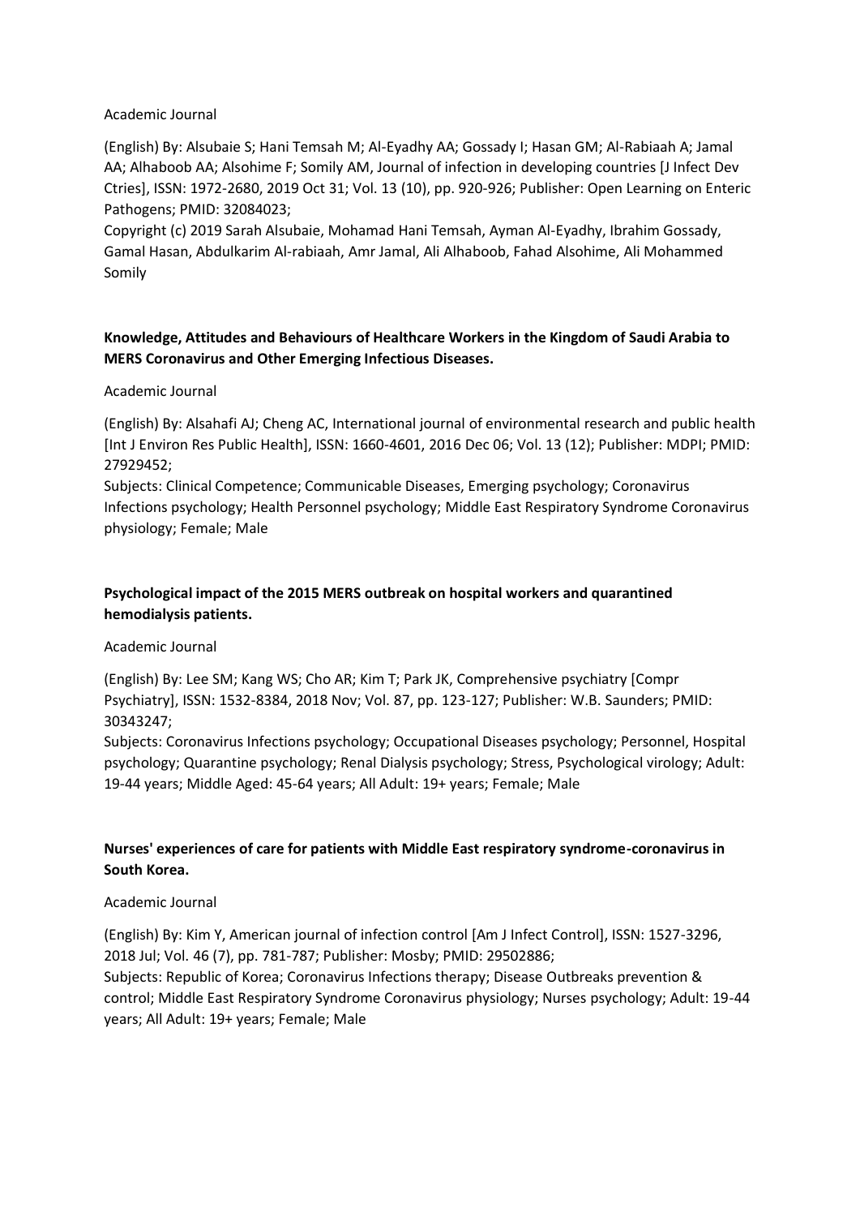Academic Journal

(English) By: Alsubaie S; Hani Temsah M; Al-Eyadhy AA; Gossady I; Hasan GM; Al-Rabiaah A; Jamal AA; Alhaboob AA; Alsohime F; Somily AM, Journal of infection in developing countries [J Infect Dev Ctries], ISSN: 1972-2680, 2019 Oct 31; Vol. 13 (10), pp. 920-926; Publisher: Open Learning on Enteric Pathogens; PMID: 32084023;
Copyright (c) 2019 Sarah Alsubaie, Mohamad Hani Temsah, Ayman Al-Eyadhy, Ibrahim Gossady, Gamal Hasan, Abdulkarim Al-rabiaah, Amr Jamal, Ali Alhaboob, Fahad Alsohime, Ali Mohammed Somily

**Knowledge, Attitudes and Behaviours of Healthcare Workers in the Kingdom of Saudi Arabia to MERS Coronavirus and Other Emerging Infectious Diseases.**

Academic Journal

(English) By: Alsahafi AJ; Cheng AC, International journal of environmental research and public health [Int J Environ Res Public Health], ISSN: 1660-4601, 2016 Dec 06; Vol. 13 (12); Publisher: MDPI; PMID: 27929452;
Subjects: Clinical Competence; Communicable Diseases, Emerging psychology; Coronavirus Infections psychology; Health Personnel psychology; Middle East Respiratory Syndrome Coronavirus physiology; Female; Male

**Psychological impact of the 2015 MERS outbreak on hospital workers and quarantined hemodialysis patients.**

Academic Journal

(English) By: Lee SM; Kang WS; Cho AR; Kim T; Park JK, Comprehensive psychiatry [Compr Psychiatry], ISSN: 1532-8384, 2018 Nov; Vol. 87, pp. 123-127; Publisher: W.B. Saunders; PMID: 30343247;
Subjects: Coronavirus Infections psychology; Occupational Diseases psychology; Personnel, Hospital psychology; Quarantine psychology; Renal Dialysis psychology; Stress, Psychological virology; Adult: 19-44 years; Middle Aged: 45-64 years; All Adult: 19+ years; Female; Male

**Nurses' experiences of care for patients with Middle East respiratory syndrome-coronavirus in South Korea.**

Academic Journal

(English) By: Kim Y, American journal of infection control [Am J Infect Control], ISSN: 1527-3296, 2018 Jul; Vol. 46 (7), pp. 781-787; Publisher: Mosby; PMID: 29502886;
Subjects: Republic of Korea; Coronavirus Infections therapy; Disease Outbreaks prevention & control; Middle East Respiratory Syndrome Coronavirus physiology; Nurses psychology; Adult: 19-44 years; All Adult: 19+ years; Female; Male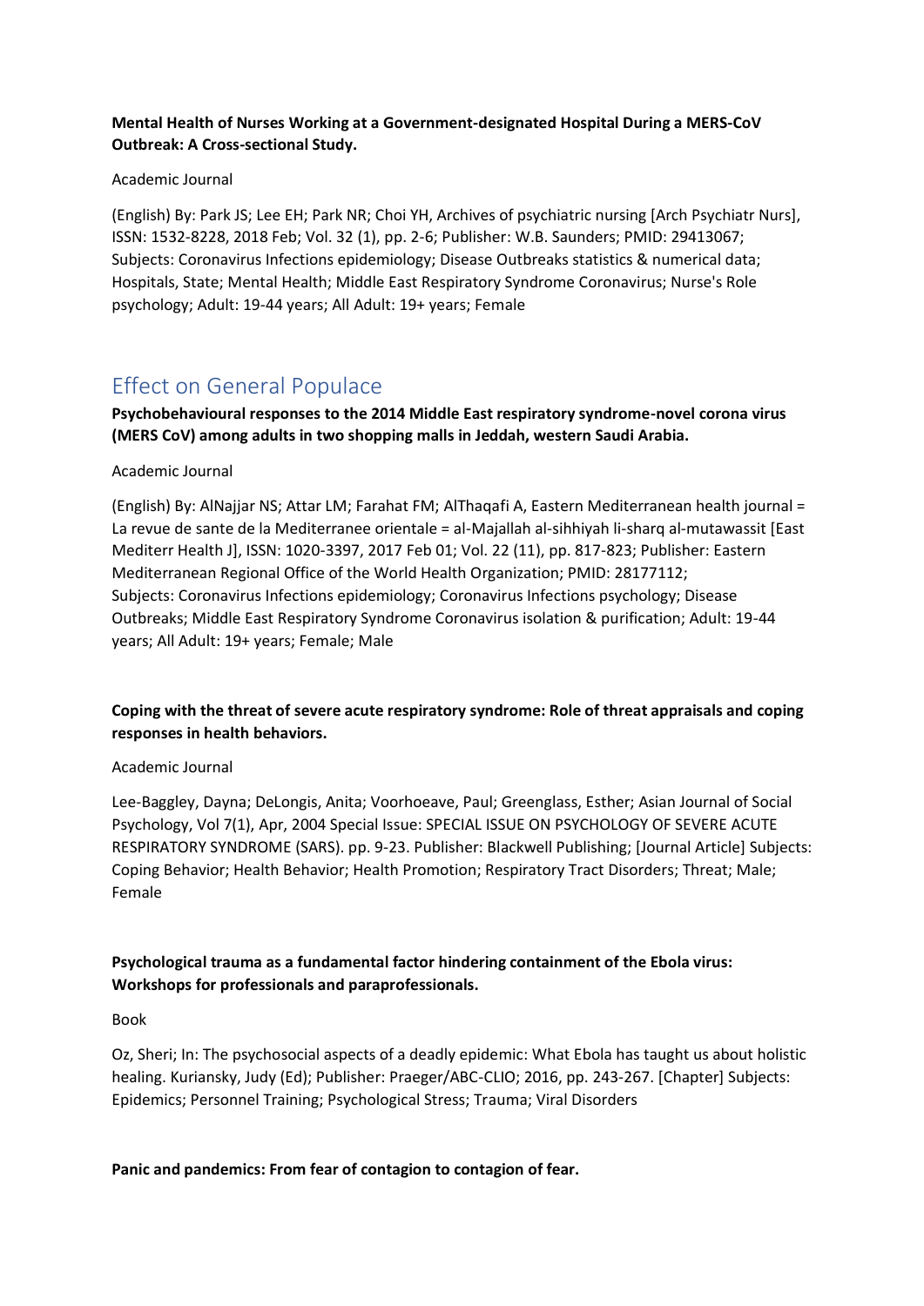**Mental Health of Nurses Working at a Government-designated Hospital During a MERS-CoV Outbreak: A Cross-sectional Study.**

Academic Journal

(English) By: Park JS; Lee EH; Park NR; Choi YH, Archives of psychiatric nursing [Arch Psychiatr Nurs], ISSN: 1532-8228, 2018 Feb; Vol. 32 (1), pp. 2-6; Publisher: W.B. Saunders; PMID: 29413067; Subjects: Coronavirus Infections epidemiology; Disease Outbreaks statistics & numerical data; Hospitals, State; Mental Health; Middle East Respiratory Syndrome Coronavirus; Nurse's Role psychology; Adult: 19-44 years; All Adult: 19+ years; Female

## Effect on General Populace

**Psychobehavioural responses to the 2014 Middle East respiratory syndrome-novel corona virus (MERS CoV) among adults in two shopping malls in Jeddah, western Saudi Arabia.**

Academic Journal

(English) By: AlNajjar NS; Attar LM; Farahat FM; AlThaqafi A, Eastern Mediterranean health journal = La revue de sante de la Mediterranee orientale = al-Majallah al-sihhiyah li-sharq al-mutawassit [East Mediterr Health J], ISSN: 1020-3397, 2017 Feb 01; Vol. 22 (11), pp. 817-823; Publisher: Eastern Mediterranean Regional Office of the World Health Organization; PMID: 28177112; Subjects: Coronavirus Infections epidemiology; Coronavirus Infections psychology; Disease Outbreaks; Middle East Respiratory Syndrome Coronavirus isolation & purification; Adult: 19-44 years; All Adult: 19+ years; Female; Male

**Coping with the threat of severe acute respiratory syndrome: Role of threat appraisals and coping responses in health behaviors.**

Academic Journal

Lee-Baggley, Dayna; DeLongis, Anita; Voorhoeave, Paul; Greenglass, Esther; Asian Journal of Social Psychology, Vol 7(1), Apr, 2004 Special Issue: SPECIAL ISSUE ON PSYCHOLOGY OF SEVERE ACUTE RESPIRATORY SYNDROME (SARS). pp. 9-23. Publisher: Blackwell Publishing; [Journal Article] Subjects: Coping Behavior; Health Behavior; Health Promotion; Respiratory Tract Disorders; Threat; Male; Female

**Psychological trauma as a fundamental factor hindering containment of the Ebola virus: Workshops for professionals and paraprofessionals.**

Book

Oz, Sheri; In: The psychosocial aspects of a deadly epidemic: What Ebola has taught us about holistic healing. Kuriansky, Judy (Ed); Publisher: Praeger/ABC-CLIO; 2016, pp. 243-267. [Chapter] Subjects: Epidemics; Personnel Training; Psychological Stress; Trauma; Viral Disorders

**Panic and pandemics: From fear of contagion to contagion of fear.**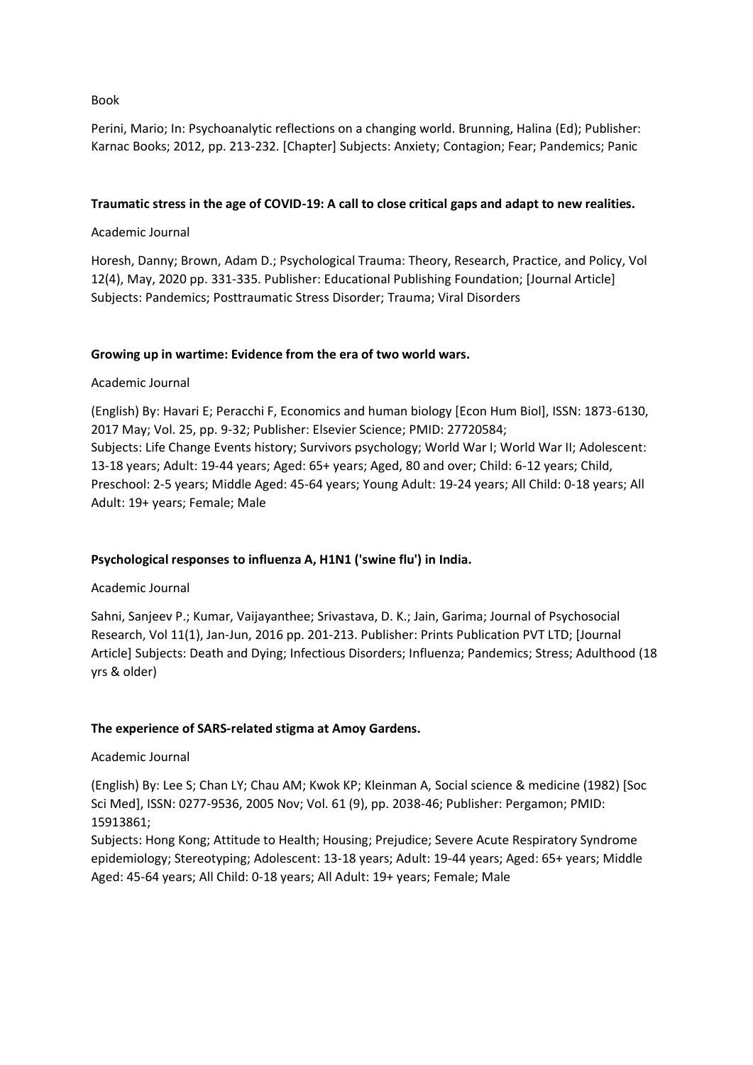Book

Perini, Mario; In: Psychoanalytic reflections on a changing world. Brunning, Halina (Ed); Publisher: Karnac Books; 2012, pp. 213-232. [Chapter] Subjects: Anxiety; Contagion; Fear; Pandemics; Panic

**Traumatic stress in the age of COVID-19: A call to close critical gaps and adapt to new realities.**

Academic Journal

Horesh, Danny; Brown, Adam D.; Psychological Trauma: Theory, Research, Practice, and Policy, Vol 12(4), May, 2020 pp. 331-335. Publisher: Educational Publishing Foundation; [Journal Article] Subjects: Pandemics; Posttraumatic Stress Disorder; Trauma; Viral Disorders

**Growing up in wartime: Evidence from the era of two world wars.**

Academic Journal

(English) By: Havari E; Peracchi F, Economics and human biology [Econ Hum Biol], ISSN: 1873-6130, 2017 May; Vol. 25, pp. 9-32; Publisher: Elsevier Science; PMID: 27720584;
Subjects: Life Change Events history; Survivors psychology; World War I; World War II; Adolescent: 13-18 years; Adult: 19-44 years; Aged: 65+ years; Aged, 80 and over; Child: 6-12 years; Child, Preschool: 2-5 years; Middle Aged: 45-64 years; Young Adult: 19-24 years; All Child: 0-18 years; All Adult: 19+ years; Female; Male

**Psychological responses to influenza A, H1N1 ('swine flu') in India.**

Academic Journal

Sahni, Sanjeev P.; Kumar, Vaijayanthee; Srivastava, D. K.; Jain, Garima; Journal of Psychosocial Research, Vol 11(1), Jan-Jun, 2016 pp. 201-213. Publisher: Prints Publication PVT LTD; [Journal Article] Subjects: Death and Dying; Infectious Disorders; Influenza; Pandemics; Stress; Adulthood (18 yrs & older)

**The experience of SARS-related stigma at Amoy Gardens.**

Academic Journal

(English) By: Lee S; Chan LY; Chau AM; Kwok KP; Kleinman A, Social science & medicine (1982) [Soc Sci Med], ISSN: 0277-9536, 2005 Nov; Vol. 61 (9), pp. 2038-46; Publisher: Pergamon; PMID: 15913861;
Subjects: Hong Kong; Attitude to Health; Housing; Prejudice; Severe Acute Respiratory Syndrome epidemiology; Stereotyping; Adolescent: 13-18 years; Adult: 19-44 years; Aged: 65+ years; Middle Aged: 45-64 years; All Child: 0-18 years; All Adult: 19+ years; Female; Male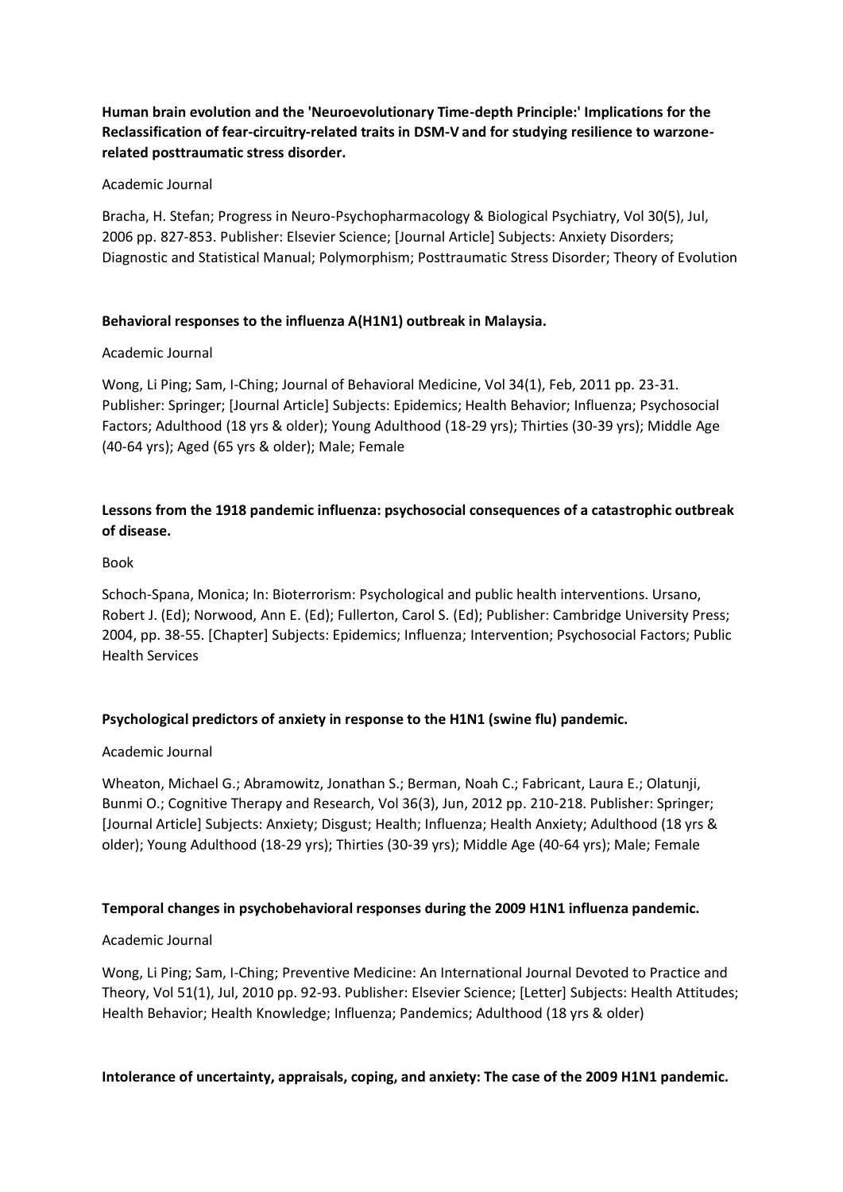**Human brain evolution and the 'Neuroevolutionary Time-depth Principle:' Implications for the Reclassification of fear-circuitry-related traits in DSM-V and for studying resilience to warzone-related posttraumatic stress disorder.**

Academic Journal

Bracha, H. Stefan; Progress in Neuro-Psychopharmacology & Biological Psychiatry, Vol 30(5), Jul, 2006 pp. 827-853. Publisher: Elsevier Science; [Journal Article] Subjects: Anxiety Disorders; Diagnostic and Statistical Manual; Polymorphism; Posttraumatic Stress Disorder; Theory of Evolution

**Behavioral responses to the influenza A(H1N1) outbreak in Malaysia.**

Academic Journal

Wong, Li Ping; Sam, I-Ching; Journal of Behavioral Medicine, Vol 34(1), Feb, 2011 pp. 23-31. Publisher: Springer; [Journal Article] Subjects: Epidemics; Health Behavior; Influenza; Psychosocial Factors; Adulthood (18 yrs & older); Young Adulthood (18-29 yrs); Thirties (30-39 yrs); Middle Age (40-64 yrs); Aged (65 yrs & older); Male; Female

**Lessons from the 1918 pandemic influenza: psychosocial consequences of a catastrophic outbreak of disease.**

Book

Schoch-Spana, Monica; In: Bioterrorism: Psychological and public health interventions. Ursano, Robert J. (Ed); Norwood, Ann E. (Ed); Fullerton, Carol S. (Ed); Publisher: Cambridge University Press; 2004, pp. 38-55. [Chapter] Subjects: Epidemics; Influenza; Intervention; Psychosocial Factors; Public Health Services

**Psychological predictors of anxiety in response to the H1N1 (swine flu) pandemic.**

Academic Journal

Wheaton, Michael G.; Abramowitz, Jonathan S.; Berman, Noah C.; Fabricant, Laura E.; Olatunji, Bunmi O.; Cognitive Therapy and Research, Vol 36(3), Jun, 2012 pp. 210-218. Publisher: Springer; [Journal Article] Subjects: Anxiety; Disgust; Health; Influenza; Health Anxiety; Adulthood (18 yrs & older); Young Adulthood (18-29 yrs); Thirties (30-39 yrs); Middle Age (40-64 yrs); Male; Female

**Temporal changes in psychobehavioral responses during the 2009 H1N1 influenza pandemic.**

Academic Journal

Wong, Li Ping; Sam, I-Ching; Preventive Medicine: An International Journal Devoted to Practice and Theory, Vol 51(1), Jul, 2010 pp. 92-93. Publisher: Elsevier Science; [Letter] Subjects: Health Attitudes; Health Behavior; Health Knowledge; Influenza; Pandemics; Adulthood (18 yrs & older)

**Intolerance of uncertainty, appraisals, coping, and anxiety: The case of the 2009 H1N1 pandemic.**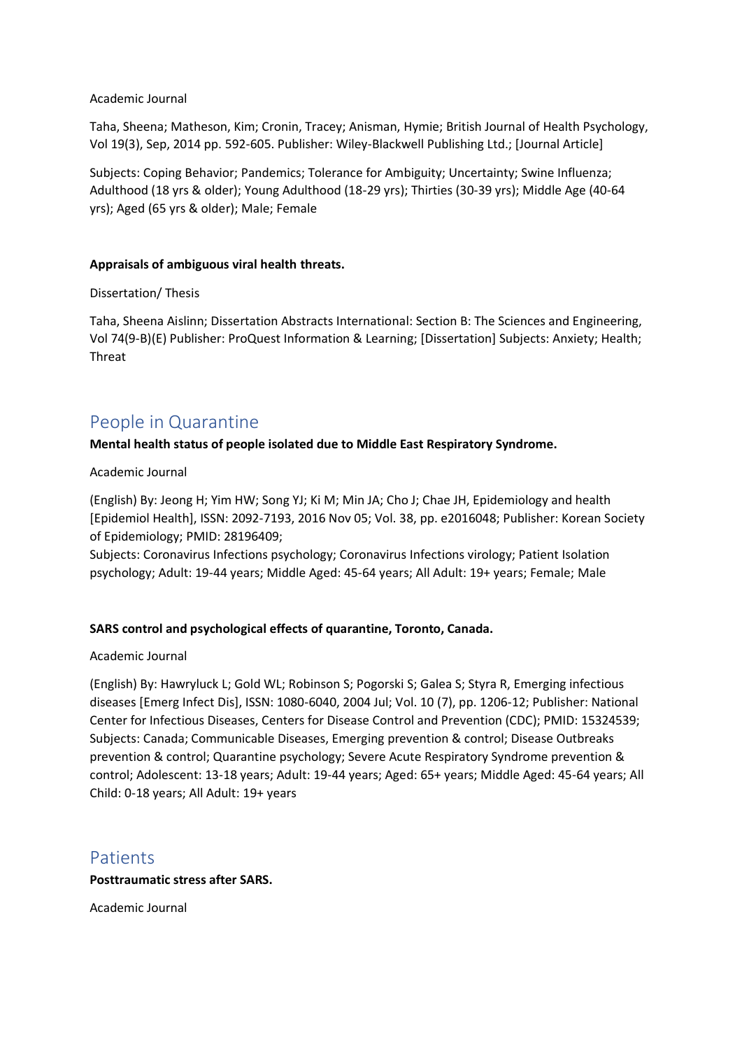Academic Journal

Taha, Sheena; Matheson, Kim; Cronin, Tracey; Anisman, Hymie; British Journal of Health Psychology, Vol 19(3), Sep, 2014 pp. 592-605. Publisher: Wiley-Blackwell Publishing Ltd.; [Journal Article]

Subjects: Coping Behavior; Pandemics; Tolerance for Ambiguity; Uncertainty; Swine Influenza; Adulthood (18 yrs & older); Young Adulthood (18-29 yrs); Thirties (30-39 yrs); Middle Age (40-64 yrs); Aged (65 yrs & older); Male; Female

**Appraisals of ambiguous viral health threats.**

Dissertation/ Thesis

Taha, Sheena Aislinn; Dissertation Abstracts International: Section B: The Sciences and Engineering, Vol 74(9-B)(E) Publisher: ProQuest Information & Learning; [Dissertation] Subjects: Anxiety; Health; Threat

## People in Quarantine

**Mental health status of people isolated due to Middle East Respiratory Syndrome.**

Academic Journal

(English) By: Jeong H; Yim HW; Song YJ; Ki M; Min JA; Cho J; Chae JH, Epidemiology and health [Epidemiol Health], ISSN: 2092-7193, 2016 Nov 05; Vol. 38, pp. e2016048; Publisher: Korean Society of Epidemiology; PMID: 28196409;
Subjects: Coronavirus Infections psychology; Coronavirus Infections virology; Patient Isolation psychology; Adult: 19-44 years; Middle Aged: 45-64 years; All Adult: 19+ years; Female; Male

**SARS control and psychological effects of quarantine, Toronto, Canada.**

Academic Journal

(English) By: Hawryluck L; Gold WL; Robinson S; Pogorski S; Galea S; Styra R, Emerging infectious diseases [Emerg Infect Dis], ISSN: 1080-6040, 2004 Jul; Vol. 10 (7), pp. 1206-12; Publisher: National Center for Infectious Diseases, Centers for Disease Control and Prevention (CDC); PMID: 15324539; Subjects: Canada; Communicable Diseases, Emerging prevention & control; Disease Outbreaks prevention & control; Quarantine psychology; Severe Acute Respiratory Syndrome prevention & control; Adolescent: 13-18 years; Adult: 19-44 years; Aged: 65+ years; Middle Aged: 45-64 years; All Child: 0-18 years; All Adult: 19+ years

## Patients

**Posttraumatic stress after SARS.**

Academic Journal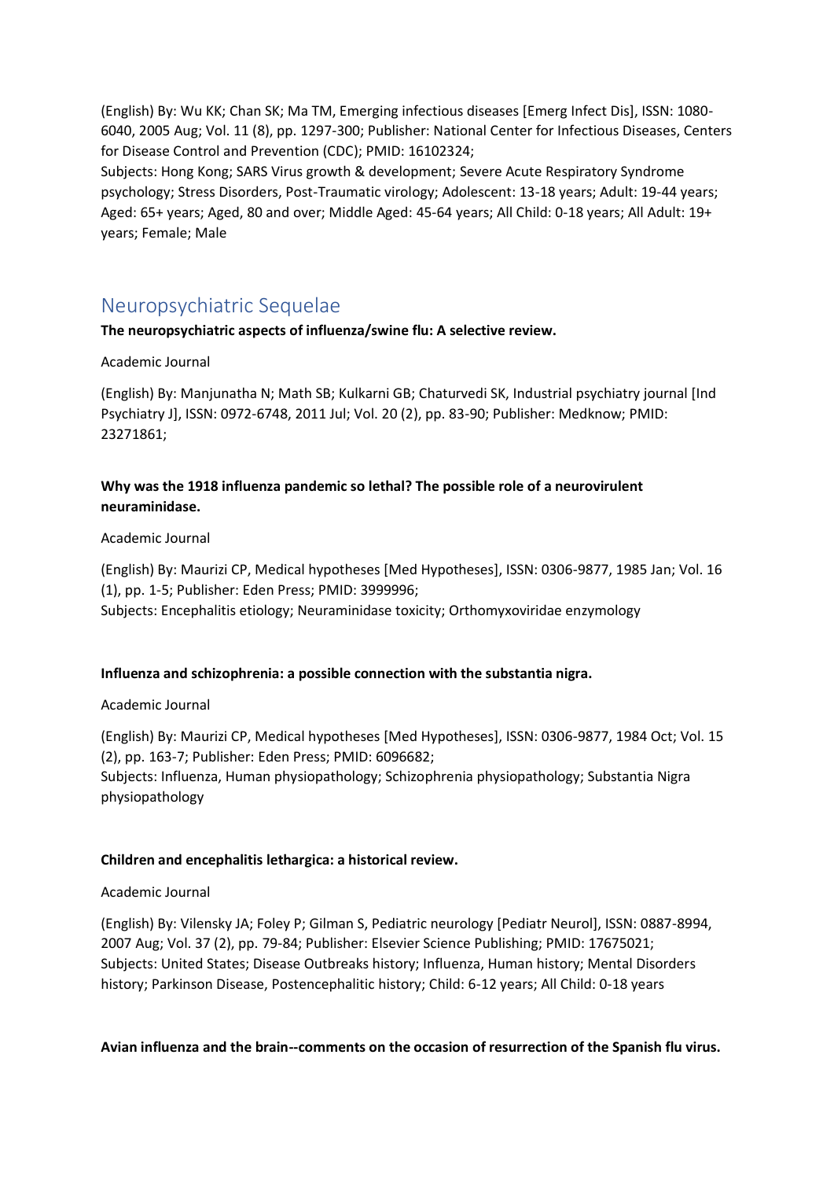(English) By: Wu KK; Chan SK; Ma TM, Emerging infectious diseases [Emerg Infect Dis], ISSN: 1080-6040, 2005 Aug; Vol. 11 (8), pp. 1297-300; Publisher: National Center for Infectious Diseases, Centers for Disease Control and Prevention (CDC); PMID: 16102324;
Subjects: Hong Kong; SARS Virus growth & development; Severe Acute Respiratory Syndrome psychology; Stress Disorders, Post-Traumatic virology; Adolescent: 13-18 years; Adult: 19-44 years; Aged: 65+ years; Aged, 80 and over; Middle Aged: 45-64 years; All Child: 0-18 years; All Adult: 19+ years; Female; Male

## Neuropsychiatric Sequelae

**The neuropsychiatric aspects of influenza/swine flu: A selective review.**

Academic Journal

(English) By: Manjunatha N; Math SB; Kulkarni GB; Chaturvedi SK, Industrial psychiatry journal [Ind Psychiatry J], ISSN: 0972-6748, 2011 Jul; Vol. 20 (2), pp. 83-90; Publisher: Medknow; PMID: 23271861;

**Why was the 1918 influenza pandemic so lethal? The possible role of a neurovirulent neuraminidase.**

Academic Journal

(English) By: Maurizi CP, Medical hypotheses [Med Hypotheses], ISSN: 0306-9877, 1985 Jan; Vol. 16 (1), pp. 1-5; Publisher: Eden Press; PMID: 3999996;
Subjects: Encephalitis etiology; Neuraminidase toxicity; Orthomyxoviridae enzymology

**Influenza and schizophrenia: a possible connection with the substantia nigra.**

Academic Journal

(English) By: Maurizi CP, Medical hypotheses [Med Hypotheses], ISSN: 0306-9877, 1984 Oct; Vol. 15 (2), pp. 163-7; Publisher: Eden Press; PMID: 6096682;
Subjects: Influenza, Human physiopathology; Schizophrenia physiopathology; Substantia Nigra physiopathology

**Children and encephalitis lethargica: a historical review.**

Academic Journal

(English) By: Vilensky JA; Foley P; Gilman S, Pediatric neurology [Pediatr Neurol], ISSN: 0887-8994, 2007 Aug; Vol. 37 (2), pp. 79-84; Publisher: Elsevier Science Publishing; PMID: 17675021;
Subjects: United States; Disease Outbreaks history; Influenza, Human history; Mental Disorders history; Parkinson Disease, Postencephalitic history; Child: 6-12 years; All Child: 0-18 years

**Avian influenza and the brain--comments on the occasion of resurrection of the Spanish flu virus.**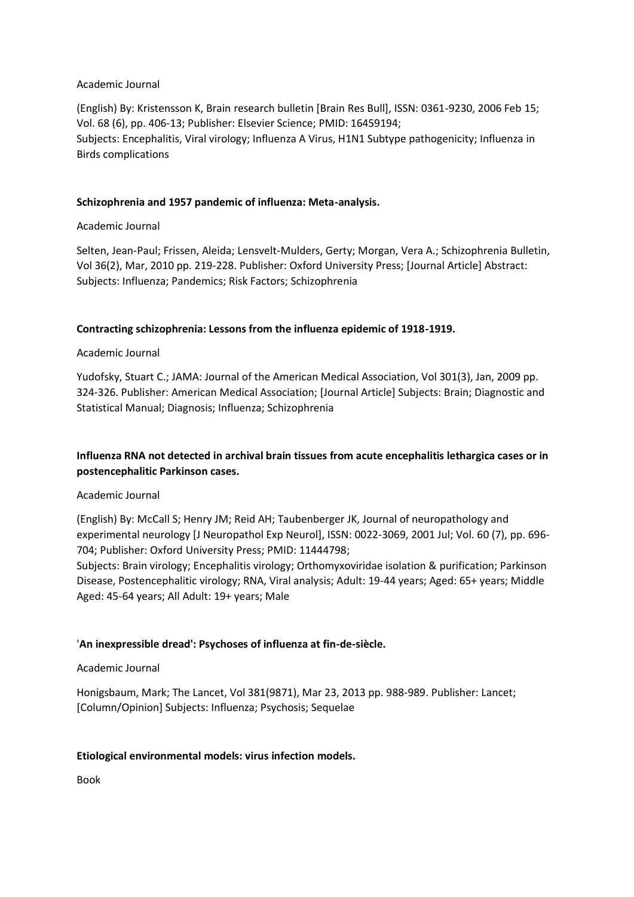Academic Journal

(English) By: Kristensson K, Brain research bulletin [Brain Res Bull], ISSN: 0361-9230, 2006 Feb 15; Vol. 68 (6), pp. 406-13; Publisher: Elsevier Science; PMID: 16459194;
Subjects: Encephalitis, Viral virology; Influenza A Virus, H1N1 Subtype pathogenicity; Influenza in Birds complications

**Schizophrenia and 1957 pandemic of influenza: Meta-analysis.**

Academic Journal

Selten, Jean-Paul; Frissen, Aleida; Lensvelt-Mulders, Gerty; Morgan, Vera A.; Schizophrenia Bulletin, Vol 36(2), Mar, 2010 pp. 219-228. Publisher: Oxford University Press; [Journal Article] Abstract: Subjects: Influenza; Pandemics; Risk Factors; Schizophrenia

**Contracting schizophrenia: Lessons from the influenza epidemic of 1918-1919.**

Academic Journal

Yudofsky, Stuart C.; JAMA: Journal of the American Medical Association, Vol 301(3), Jan, 2009 pp. 324-326. Publisher: American Medical Association; [Journal Article] Subjects: Brain; Diagnostic and Statistical Manual; Diagnosis; Influenza; Schizophrenia

**Influenza RNA not detected in archival brain tissues from acute encephalitis lethargica cases or in postencephalitic Parkinson cases.**

Academic Journal

(English) By: McCall S; Henry JM; Reid AH; Taubenberger JK, Journal of neuropathology and experimental neurology [J Neuropathol Exp Neurol], ISSN: 0022-3069, 2001 Jul; Vol. 60 (7), pp. 696-704; Publisher: Oxford University Press; PMID: 11444798;
Subjects: Brain virology; Encephalitis virology; Orthomyxoviridae isolation & purification; Parkinson Disease, Postencephalitic virology; RNA, Viral analysis; Adult: 19-44 years; Aged: 65+ years; Middle Aged: 45-64 years; All Adult: 19+ years; Male

**'An inexpressible dread': Psychoses of influenza at fin-de-siècle.**

Academic Journal

Honigsbaum, Mark; The Lancet, Vol 381(9871), Mar 23, 2013 pp. 988-989. Publisher: Lancet; [Column/Opinion] Subjects: Influenza; Psychosis; Sequelae

**Etiological environmental models: virus infection models.**

Book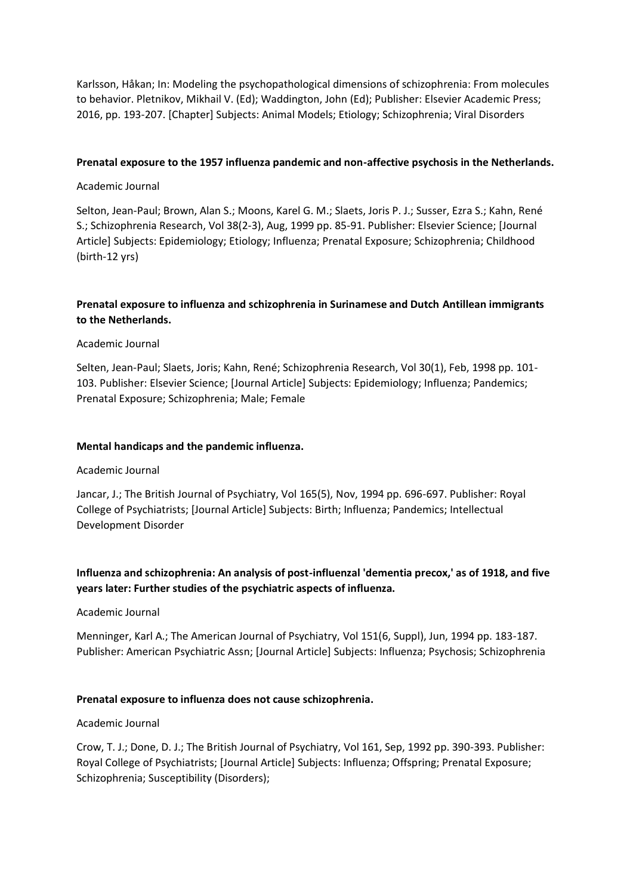Karlsson, Håkan; In: Modeling the psychopathological dimensions of schizophrenia: From molecules to behavior. Pletnikov, Mikhail V. (Ed); Waddington, John (Ed); Publisher: Elsevier Academic Press; 2016, pp. 193-207. [Chapter] Subjects: Animal Models; Etiology; Schizophrenia; Viral Disorders

**Prenatal exposure to the 1957 influenza pandemic and non-affective psychosis in the Netherlands.**

Academic Journal

Selton, Jean-Paul; Brown, Alan S.; Moons, Karel G. M.; Slaets, Joris P. J.; Susser, Ezra S.; Kahn, René S.; Schizophrenia Research, Vol 38(2-3), Aug, 1999 pp. 85-91. Publisher: Elsevier Science; [Journal Article] Subjects: Epidemiology; Etiology; Influenza; Prenatal Exposure; Schizophrenia; Childhood (birth-12 yrs)

**Prenatal exposure to influenza and schizophrenia in Surinamese and Dutch Antillean immigrants to the Netherlands.**

Academic Journal

Selten, Jean-Paul; Slaets, Joris; Kahn, René; Schizophrenia Research, Vol 30(1), Feb, 1998 pp. 101-103. Publisher: Elsevier Science; [Journal Article] Subjects: Epidemiology; Influenza; Pandemics; Prenatal Exposure; Schizophrenia; Male; Female

**Mental handicaps and the pandemic influenza.**

Academic Journal

Jancar, J.; The British Journal of Psychiatry, Vol 165(5), Nov, 1994 pp. 696-697. Publisher: Royal College of Psychiatrists; [Journal Article] Subjects: Birth; Influenza; Pandemics; Intellectual Development Disorder

**Influenza and schizophrenia: An analysis of post-influenzal 'dementia precox,' as of 1918, and five years later: Further studies of the psychiatric aspects of influenza.**

Academic Journal

Menninger, Karl A.; The American Journal of Psychiatry, Vol 151(6, Suppl), Jun, 1994 pp. 183-187. Publisher: American Psychiatric Assn; [Journal Article] Subjects: Influenza; Psychosis; Schizophrenia

**Prenatal exposure to influenza does not cause schizophrenia.**

Academic Journal

Crow, T. J.; Done, D. J.; The British Journal of Psychiatry, Vol 161, Sep, 1992 pp. 390-393. Publisher: Royal College of Psychiatrists; [Journal Article] Subjects: Influenza; Offspring; Prenatal Exposure; Schizophrenia; Susceptibility (Disorders);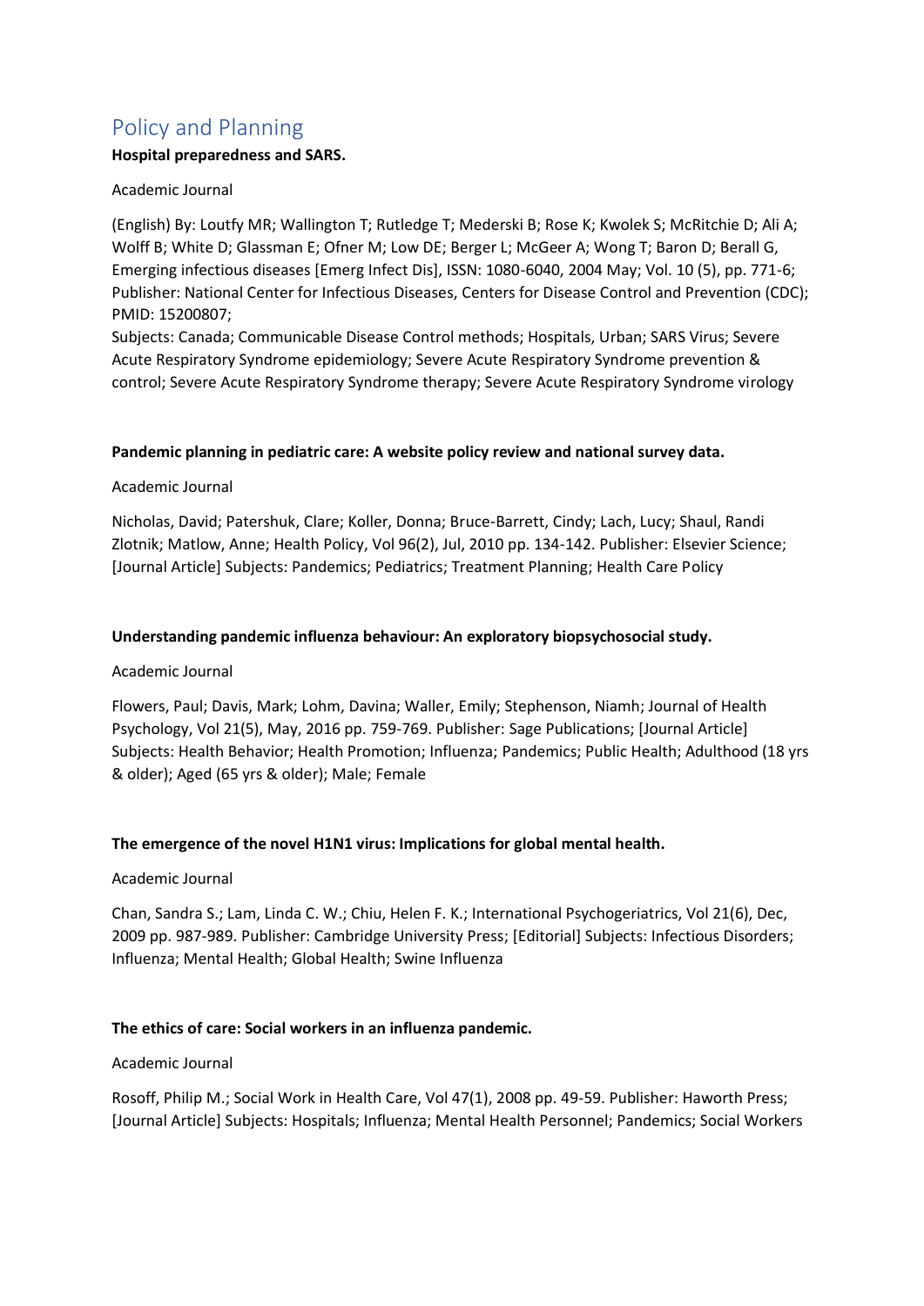## Policy and Planning

**Hospital preparedness and SARS.**

Academic Journal

(English) By: Loutfy MR; Wallington T; Rutledge T; Mederski B; Rose K; Kwolek S; McRitchie D; Ali A; Wolff B; White D; Glassman E; Ofner M; Low DE; Berger L; McGeer A; Wong T; Baron D; Berall G, Emerging infectious diseases [Emerg Infect Dis], ISSN: 1080-6040, 2004 May; Vol. 10 (5), pp. 771-6; Publisher: National Center for Infectious Diseases, Centers for Disease Control and Prevention (CDC); PMID: 15200807;
Subjects: Canada; Communicable Disease Control methods; Hospitals, Urban; SARS Virus; Severe Acute Respiratory Syndrome epidemiology; Severe Acute Respiratory Syndrome prevention & control; Severe Acute Respiratory Syndrome therapy; Severe Acute Respiratory Syndrome virology

**Pandemic planning in pediatric care: A website policy review and national survey data.**

Academic Journal

Nicholas, David; Patershuk, Clare; Koller, Donna; Bruce-Barrett, Cindy; Lach, Lucy; Shaul, Randi Zlotnik; Matlow, Anne; Health Policy, Vol 96(2), Jul, 2010 pp. 134-142. Publisher: Elsevier Science; [Journal Article] Subjects: Pandemics; Pediatrics; Treatment Planning; Health Care Policy

**Understanding pandemic influenza behaviour: An exploratory biopsychosocial study.**

Academic Journal

Flowers, Paul; Davis, Mark; Lohm, Davina; Waller, Emily; Stephenson, Niamh; Journal of Health Psychology, Vol 21(5), May, 2016 pp. 759-769. Publisher: Sage Publications; [Journal Article] Subjects: Health Behavior; Health Promotion; Influenza; Pandemics; Public Health; Adulthood (18 yrs & older); Aged (65 yrs & older); Male; Female

**The emergence of the novel H1N1 virus: Implications for global mental health.**

Academic Journal

Chan, Sandra S.; Lam, Linda C. W.; Chiu, Helen F. K.; International Psychogeriatrics, Vol 21(6), Dec, 2009 pp. 987-989. Publisher: Cambridge University Press; [Editorial] Subjects: Infectious Disorders; Influenza; Mental Health; Global Health; Swine Influenza

**The ethics of care: Social workers in an influenza pandemic.**

Academic Journal

Rosoff, Philip M.; Social Work in Health Care, Vol 47(1), 2008 pp. 49-59. Publisher: Haworth Press; [Journal Article] Subjects: Hospitals; Influenza; Mental Health Personnel; Pandemics; Social Workers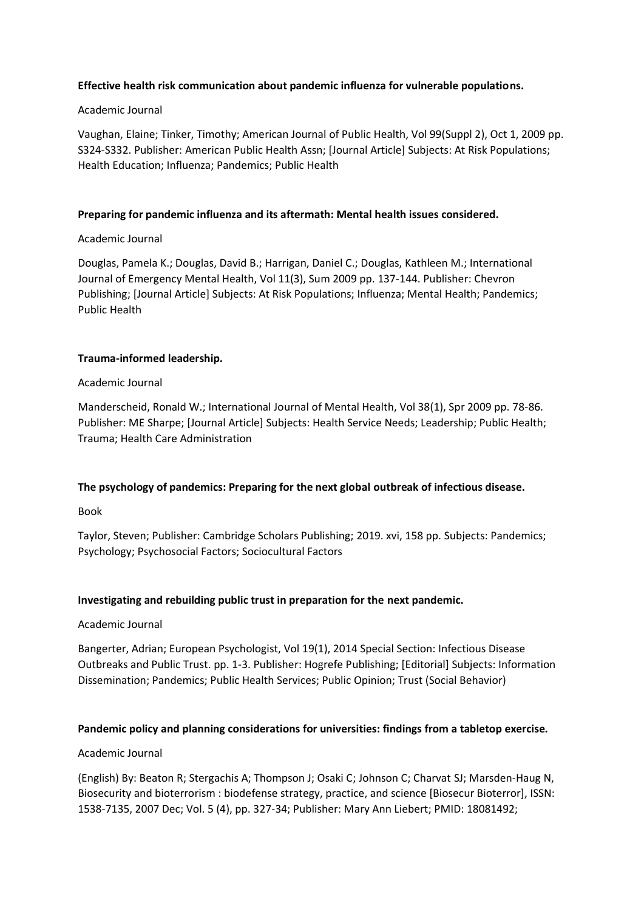**Effective health risk communication about pandemic influenza for vulnerable populations.**

Academic Journal

Vaughan, Elaine; Tinker, Timothy; American Journal of Public Health, Vol 99(Suppl 2), Oct 1, 2009 pp. S324-S332. Publisher: American Public Health Assn; [Journal Article] Subjects: At Risk Populations; Health Education; Influenza; Pandemics; Public Health

**Preparing for pandemic influenza and its aftermath: Mental health issues considered.**

Academic Journal

Douglas, Pamela K.; Douglas, David B.; Harrigan, Daniel C.; Douglas, Kathleen M.; International Journal of Emergency Mental Health, Vol 11(3), Sum 2009 pp. 137-144. Publisher: Chevron Publishing; [Journal Article] Subjects: At Risk Populations; Influenza; Mental Health; Pandemics; Public Health

**Trauma-informed leadership.**

Academic Journal

Manderscheid, Ronald W.; International Journal of Mental Health, Vol 38(1), Spr 2009 pp. 78-86. Publisher: ME Sharpe; [Journal Article] Subjects: Health Service Needs; Leadership; Public Health; Trauma; Health Care Administration

**The psychology of pandemics: Preparing for the next global outbreak of infectious disease.**

Book

Taylor, Steven; Publisher: Cambridge Scholars Publishing; 2019. xvi, 158 pp. Subjects: Pandemics; Psychology; Psychosocial Factors; Sociocultural Factors

**Investigating and rebuilding public trust in preparation for the next pandemic.**

Academic Journal

Bangerter, Adrian; European Psychologist, Vol 19(1), 2014 Special Section: Infectious Disease Outbreaks and Public Trust. pp. 1-3. Publisher: Hogrefe Publishing; [Editorial] Subjects: Information Dissemination; Pandemics; Public Health Services; Public Opinion; Trust (Social Behavior)

**Pandemic policy and planning considerations for universities: findings from a tabletop exercise.**

Academic Journal

(English) By: Beaton R; Stergachis A; Thompson J; Osaki C; Johnson C; Charvat SJ; Marsden-Haug N, Biosecurity and bioterrorism : biodefense strategy, practice, and science [Biosecur Bioterror], ISSN: 1538-7135, 2007 Dec; Vol. 5 (4), pp. 327-34; Publisher: Mary Ann Liebert; PMID: 18081492;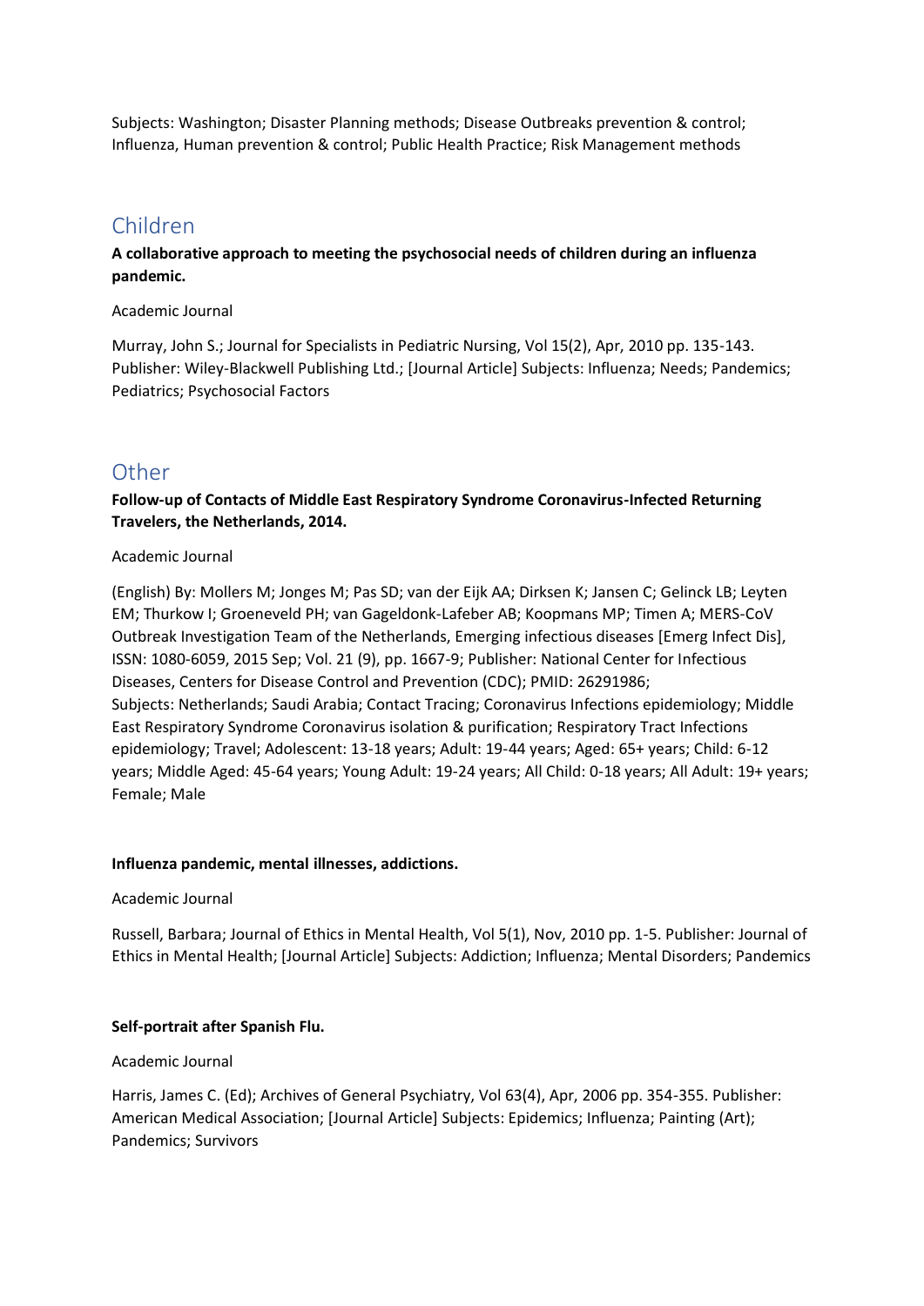Subjects: Washington; Disaster Planning methods; Disease Outbreaks prevention & control; Influenza, Human prevention & control; Public Health Practice; Risk Management methods

## Children

**A collaborative approach to meeting the psychosocial needs of children during an influenza pandemic.**

Academic Journal

Murray, John S.; Journal for Specialists in Pediatric Nursing, Vol 15(2), Apr, 2010 pp. 135-143. Publisher: Wiley-Blackwell Publishing Ltd.; [Journal Article] Subjects: Influenza; Needs; Pandemics; Pediatrics; Psychosocial Factors

## Other

**Follow-up of Contacts of Middle East Respiratory Syndrome Coronavirus-Infected Returning Travelers, the Netherlands, 2014.**

Academic Journal

(English) By: Mollers M; Jonges M; Pas SD; van der Eijk AA; Dirksen K; Jansen C; Gelinck LB; Leyten EM; Thurkow I; Groeneveld PH; van Gageldonk-Lafeber AB; Koopmans MP; Timen A; MERS-CoV Outbreak Investigation Team of the Netherlands, Emerging infectious diseases [Emerg Infect Dis], ISSN: 1080-6059, 2015 Sep; Vol. 21 (9), pp. 1667-9; Publisher: National Center for Infectious Diseases, Centers for Disease Control and Prevention (CDC); PMID: 26291986;
Subjects: Netherlands; Saudi Arabia; Contact Tracing; Coronavirus Infections epidemiology; Middle East Respiratory Syndrome Coronavirus isolation & purification; Respiratory Tract Infections epidemiology; Travel; Adolescent: 13-18 years; Adult: 19-44 years; Aged: 65+ years; Child: 6-12 years; Middle Aged: 45-64 years; Young Adult: 19-24 years; All Child: 0-18 years; All Adult: 19+ years; Female; Male

**Influenza pandemic, mental illnesses, addictions.**

Academic Journal

Russell, Barbara; Journal of Ethics in Mental Health, Vol 5(1), Nov, 2010 pp. 1-5. Publisher: Journal of Ethics in Mental Health; [Journal Article] Subjects: Addiction; Influenza; Mental Disorders; Pandemics

**Self-portrait after Spanish Flu.**

Academic Journal

Harris, James C. (Ed); Archives of General Psychiatry, Vol 63(4), Apr, 2006 pp. 354-355. Publisher: American Medical Association; [Journal Article] Subjects: Epidemics; Influenza; Painting (Art); Pandemics; Survivors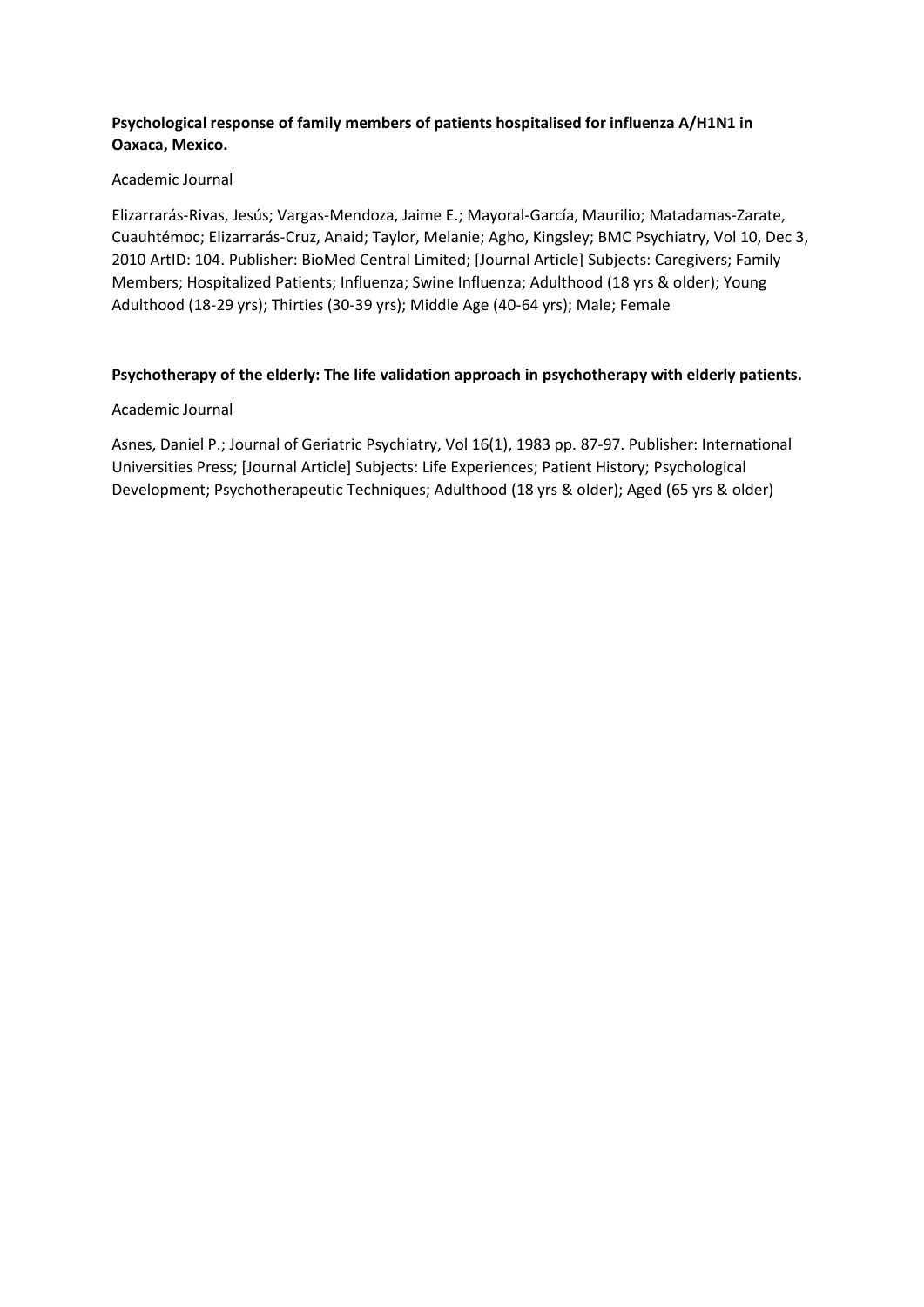**Psychological response of family members of patients hospitalised for influenza A/H1N1 in Oaxaca, Mexico.**

Academic Journal

Elizarrarás-Rivas, Jesús; Vargas-Mendoza, Jaime E.; Mayoral-García, Maurilio; Matadamas-Zarate, Cuauhtémoc; Elizarrarás-Cruz, Anaid; Taylor, Melanie; Agho, Kingsley; BMC Psychiatry, Vol 10, Dec 3, 2010 ArtID: 104. Publisher: BioMed Central Limited; [Journal Article] Subjects: Caregivers; Family Members; Hospitalized Patients; Influenza; Swine Influenza; Adulthood (18 yrs & older); Young Adulthood (18-29 yrs); Thirties (30-39 yrs); Middle Age (40-64 yrs); Male; Female

**Psychotherapy of the elderly: The life validation approach in psychotherapy with elderly patients.**

Academic Journal

Asnes, Daniel P.; Journal of Geriatric Psychiatry, Vol 16(1), 1983 pp. 87-97. Publisher: International Universities Press; [Journal Article] Subjects: Life Experiences; Patient History; Psychological Development; Psychotherapeutic Techniques; Adulthood (18 yrs & older); Aged (65 yrs & older)